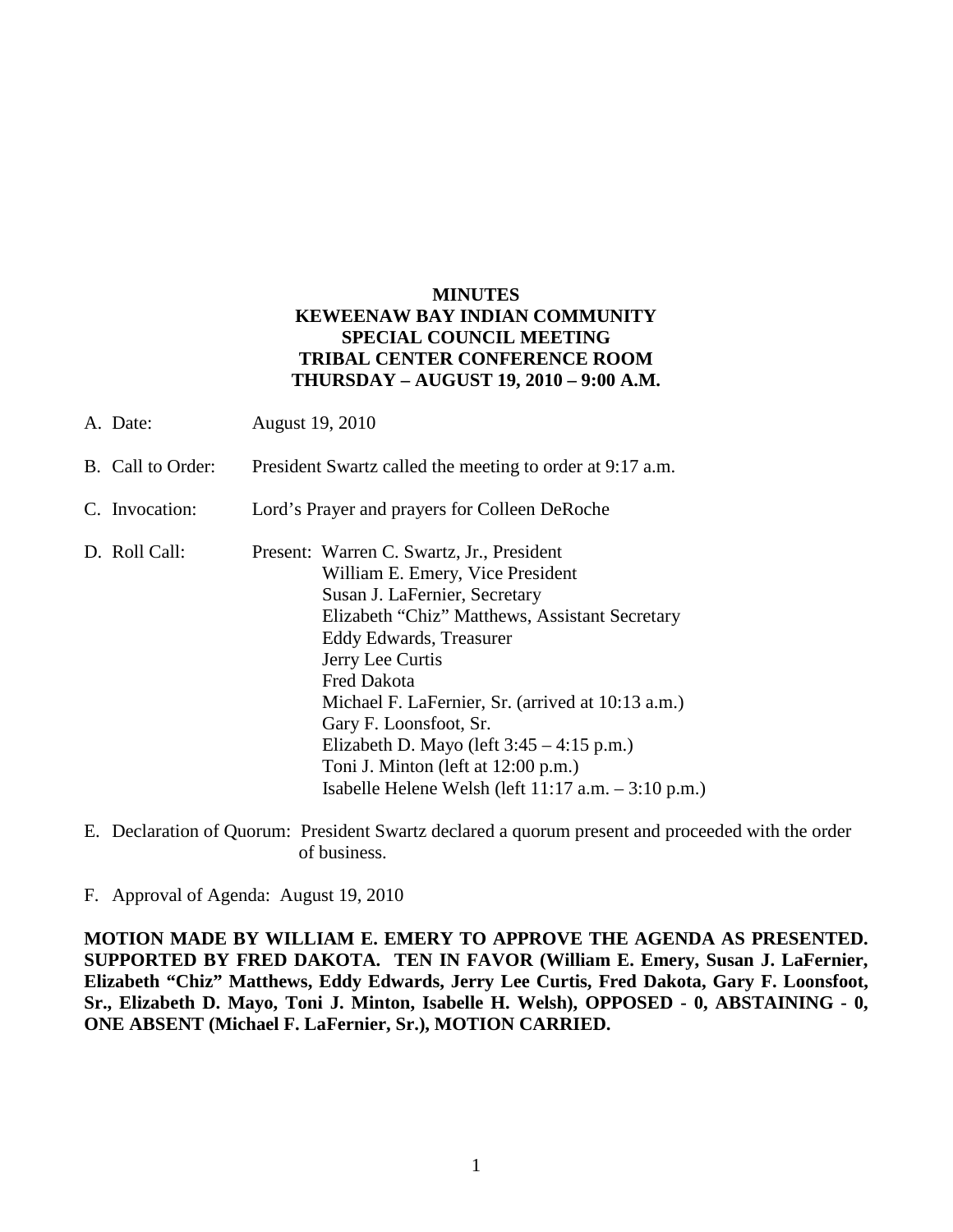# MINUTES
# KEWEENAW BAY INDIAN COMMUNITY
# SPECIAL COUNCIL MEETING
# TRIBAL CENTER CONFERENCE ROOM
# THURSDAY – AUGUST 19, 2010 – 9:00 A.M.

A. Date: August 19, 2010

B. Call to Order: President Swartz called the meeting to order at 9:17 a.m.

C. Invocation: Lord's Prayer and prayers for Colleen DeRoche

D. Roll Call: Present:
- Warren C. Swartz, Jr., President
- William E. Emery, Vice President
- Susan J. LaFernier, Secretary
- Elizabeth "Chiz" Matthews, Assistant Secretary
- Eddy Edwards, Treasurer
- Jerry Lee Curtis
- Fred Dakota
- Michael F. LaFernier, Sr. (arrived at 10:13 a.m.)
- Gary F. Loonsfoot, Sr.
- Elizabeth D. Mayo (left 3:45 – 4:15 p.m.)
- Toni J. Minton (left at 12:00 p.m.)
- Isabelle Helene Welsh (left 11:17 a.m. – 3:10 p.m.)

E. Declaration of Quorum: President Swartz declared a quorum present and proceeded with the order of business.

F. Approval of Agenda: August 19, 2010

**MOTION MADE BY WILLIAM E. EMERY TO APPROVE THE AGENDA AS PRESENTED. SUPPORTED BY FRED DAKOTA. TEN IN FAVOR (William E. Emery, Susan J. LaFernier, Elizabeth "Chiz" Matthews, Eddy Edwards, Jerry Lee Curtis, Fred Dakota, Gary F. Loonsfoot, Sr., Elizabeth D. Mayo, Toni J. Minton, Isabelle H. Welsh), OPPOSED - 0, ABSTAINING - 0, ONE ABSENT (Michael F. LaFernier, Sr.), MOTION CARRIED.**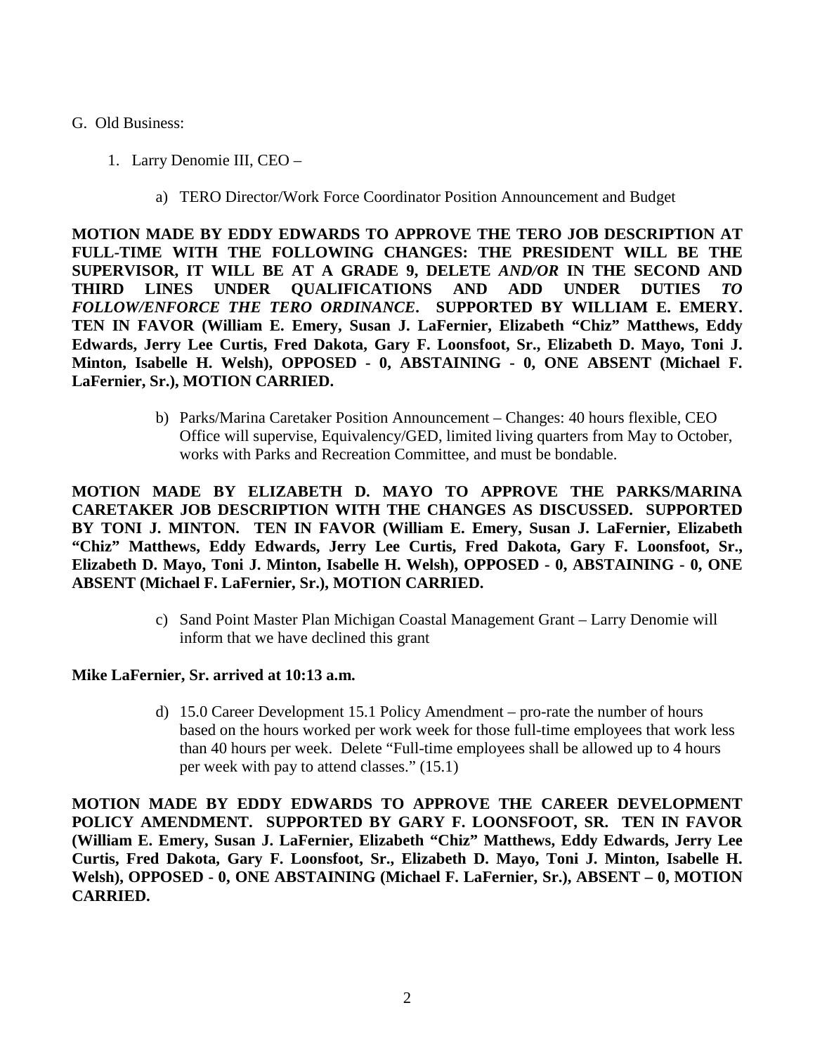G. Old Business:

1. Larry Denomie III, CEO –

   a) TERO Director/Work Force Coordinator Position Announcement and Budget

**MOTION MADE BY EDDY EDWARDS TO APPROVE THE TERO JOB DESCRIPTION AT FULL-TIME WITH THE FOLLOWING CHANGES: THE PRESIDENT WILL BE THE SUPERVISOR, IT WILL BE AT A GRADE 9, DELETE *AND/OR* IN THE SECOND AND THIRD LINES UNDER QUALIFICATIONS AND ADD UNDER DUTIES *TO FOLLOW/ENFORCE THE TERO ORDINANCE*. SUPPORTED BY WILLIAM E. EMERY. TEN IN FAVOR (William E. Emery, Susan J. LaFernier, Elizabeth "Chiz" Matthews, Eddy Edwards, Jerry Lee Curtis, Fred Dakota, Gary F. Loonsfoot, Sr., Elizabeth D. Mayo, Toni J. Minton, Isabelle H. Welsh), OPPOSED - 0, ABSTAINING - 0, ONE ABSENT (Michael F. LaFernier, Sr.), MOTION CARRIED.**

   b) Parks/Marina Caretaker Position Announcement – Changes: 40 hours flexible, CEO Office will supervise, Equivalency/GED, limited living quarters from May to October, works with Parks and Recreation Committee, and must be bondable.

**MOTION MADE BY ELIZABETH D. MAYO TO APPROVE THE PARKS/MARINA CARETAKER JOB DESCRIPTION WITH THE CHANGES AS DISCUSSED. SUPPORTED BY TONI J. MINTON. TEN IN FAVOR (William E. Emery, Susan J. LaFernier, Elizabeth "Chiz" Matthews, Eddy Edwards, Jerry Lee Curtis, Fred Dakota, Gary F. Loonsfoot, Sr., Elizabeth D. Mayo, Toni J. Minton, Isabelle H. Welsh), OPPOSED - 0, ABSTAINING - 0, ONE ABSENT (Michael F. LaFernier, Sr.), MOTION CARRIED.**

   c) Sand Point Master Plan Michigan Coastal Management Grant – Larry Denomie will inform that we have declined this grant

**Mike LaFernier, Sr. arrived at 10:13 a.m.**

   d) 15.0 Career Development 15.1 Policy Amendment – pro-rate the number of hours based on the hours worked per work week for those full-time employees that work less than 40 hours per week. Delete "Full-time employees shall be allowed up to 4 hours per week with pay to attend classes." (15.1)

**MOTION MADE BY EDDY EDWARDS TO APPROVE THE CAREER DEVELOPMENT POLICY AMENDMENT. SUPPORTED BY GARY F. LOONSFOOT, SR. TEN IN FAVOR (William E. Emery, Susan J. LaFernier, Elizabeth "Chiz" Matthews, Eddy Edwards, Jerry Lee Curtis, Fred Dakota, Gary F. Loonsfoot, Sr., Elizabeth D. Mayo, Toni J. Minton, Isabelle H. Welsh), OPPOSED - 0, ONE ABSTAINING (Michael F. LaFernier, Sr.), ABSENT – 0, MOTION CARRIED.**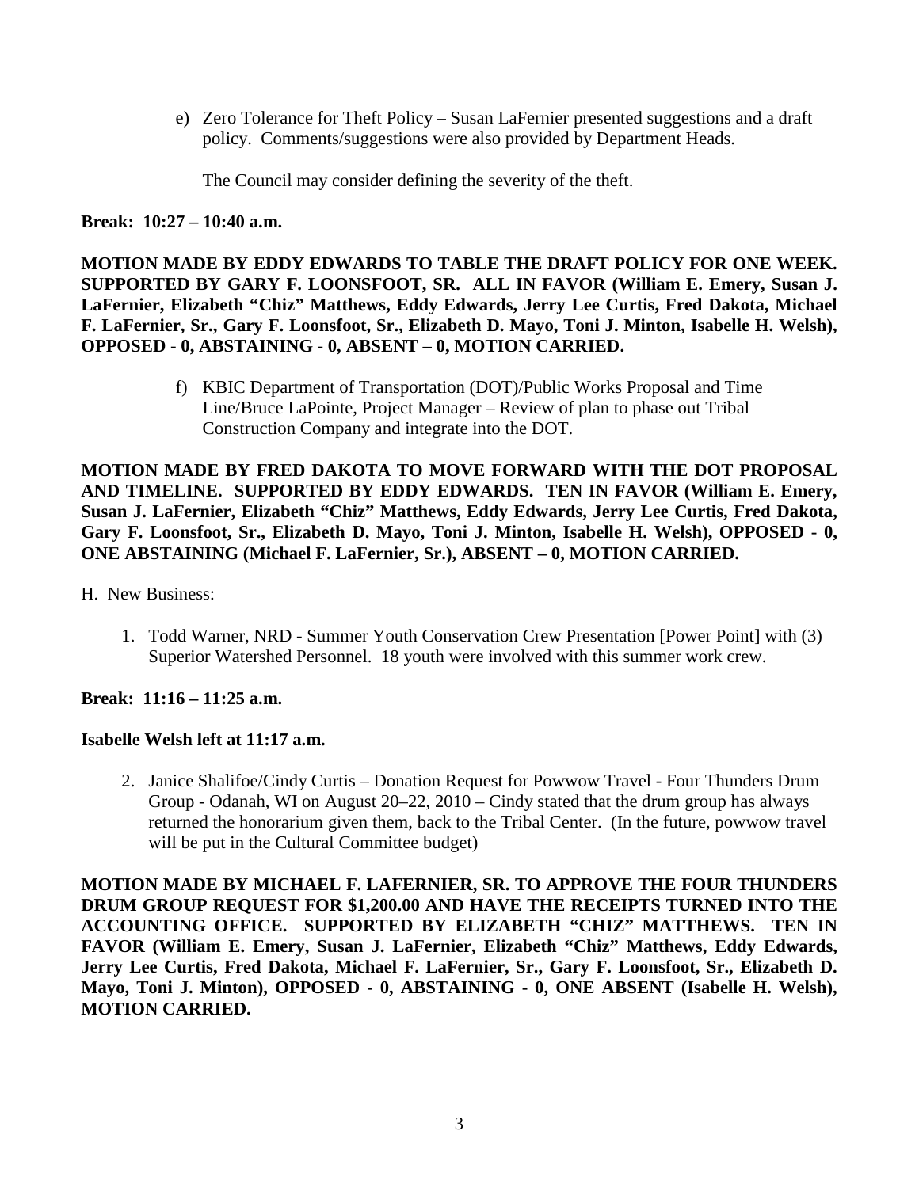e) Zero Tolerance for Theft Policy – Susan LaFernier presented suggestions and a draft policy. Comments/suggestions were also provided by Department Heads.

   The Council may consider defining the severity of the theft.

**Break: 10:27 – 10:40 a.m.**

**MOTION MADE BY EDDY EDWARDS TO TABLE THE DRAFT POLICY FOR ONE WEEK. SUPPORTED BY GARY F. LOONSFOOT, SR. ALL IN FAVOR (William E. Emery, Susan J. LaFernier, Elizabeth "Chiz" Matthews, Eddy Edwards, Jerry Lee Curtis, Fred Dakota, Michael F. LaFernier, Sr., Gary F. Loonsfoot, Sr., Elizabeth D. Mayo, Toni J. Minton, Isabelle H. Welsh), OPPOSED - 0, ABSTAINING - 0, ABSENT – 0, MOTION CARRIED.**

f) KBIC Department of Transportation (DOT)/Public Works Proposal and Time Line/Bruce LaPointe, Project Manager – Review of plan to phase out Tribal Construction Company and integrate into the DOT.

**MOTION MADE BY FRED DAKOTA TO MOVE FORWARD WITH THE DOT PROPOSAL AND TIMELINE. SUPPORTED BY EDDY EDWARDS. TEN IN FAVOR (William E. Emery, Susan J. LaFernier, Elizabeth "Chiz" Matthews, Eddy Edwards, Jerry Lee Curtis, Fred Dakota, Gary F. Loonsfoot, Sr., Elizabeth D. Mayo, Toni J. Minton, Isabelle H. Welsh), OPPOSED - 0, ONE ABSTAINING (Michael F. LaFernier, Sr.), ABSENT – 0, MOTION CARRIED.**

H. New Business:

1. Todd Warner, NRD - Summer Youth Conservation Crew Presentation [Power Point] with (3) Superior Watershed Personnel. 18 youth were involved with this summer work crew.

**Break: 11:16 – 11:25 a.m.**

**Isabelle Welsh left at 11:17 a.m.**

2. Janice Shalifoe/Cindy Curtis – Donation Request for Powwow Travel - Four Thunders Drum Group - Odanah, WI on August 20–22, 2010 – Cindy stated that the drum group has always returned the honorarium given them, back to the Tribal Center. (In the future, powwow travel will be put in the Cultural Committee budget)

**MOTION MADE BY MICHAEL F. LAFERNIER, SR. TO APPROVE THE FOUR THUNDERS DRUM GROUP REQUEST FOR $1,200.00 AND HAVE THE RECEIPTS TURNED INTO THE ACCOUNTING OFFICE. SUPPORTED BY ELIZABETH "CHIZ" MATTHEWS. TEN IN FAVOR (William E. Emery, Susan J. LaFernier, Elizabeth "Chiz" Matthews, Eddy Edwards, Jerry Lee Curtis, Fred Dakota, Michael F. LaFernier, Sr., Gary F. Loonsfoot, Sr., Elizabeth D. Mayo, Toni J. Minton), OPPOSED - 0, ABSTAINING - 0, ONE ABSENT (Isabelle H. Welsh), MOTION CARRIED.**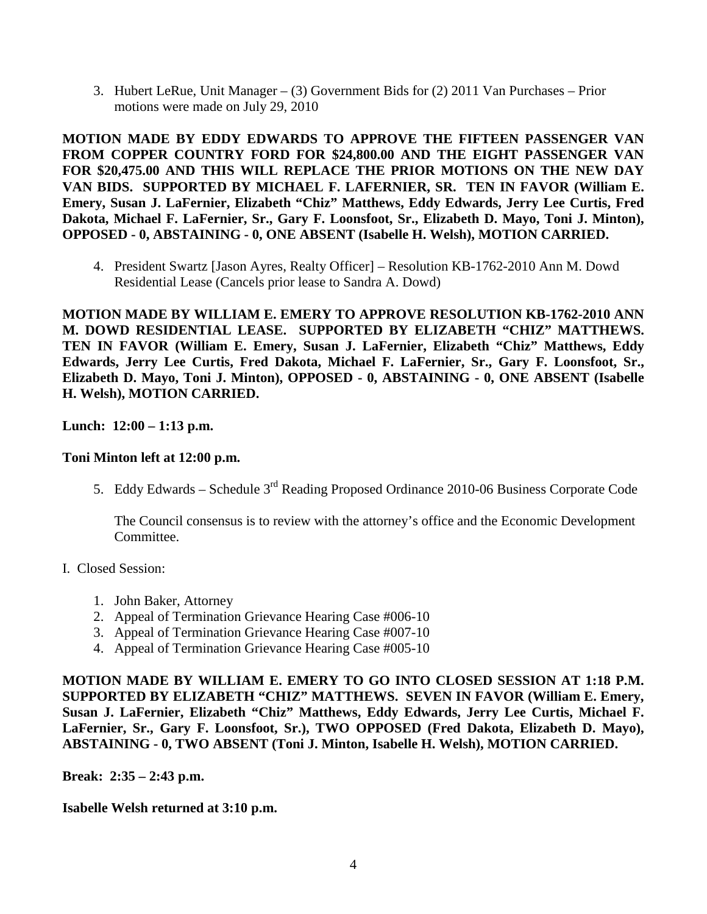3. Hubert LeRue, Unit Manager – (3) Government Bids for (2) 2011 Van Purchases – Prior motions were made on July 29, 2010

**MOTION MADE BY EDDY EDWARDS TO APPROVE THE FIFTEEN PASSENGER VAN FROM COPPER COUNTRY FORD FOR $24,800.00 AND THE EIGHT PASSENGER VAN FOR $20,475.00 AND THIS WILL REPLACE THE PRIOR MOTIONS ON THE NEW DAY VAN BIDS. SUPPORTED BY MICHAEL F. LAFERNIER, SR. TEN IN FAVOR (William E. Emery, Susan J. LaFernier, Elizabeth "Chiz" Matthews, Eddy Edwards, Jerry Lee Curtis, Fred Dakota, Michael F. LaFernier, Sr., Gary F. Loonsfoot, Sr., Elizabeth D. Mayo, Toni J. Minton), OPPOSED - 0, ABSTAINING - 0, ONE ABSENT (Isabelle H. Welsh), MOTION CARRIED.**

4. President Swartz [Jason Ayres, Realty Officer] – Resolution KB-1762-2010 Ann M. Dowd Residential Lease (Cancels prior lease to Sandra A. Dowd)

**MOTION MADE BY WILLIAM E. EMERY TO APPROVE RESOLUTION KB-1762-2010 ANN M. DOWD RESIDENTIAL LEASE. SUPPORTED BY ELIZABETH "CHIZ" MATTHEWS. TEN IN FAVOR (William E. Emery, Susan J. LaFernier, Elizabeth "Chiz" Matthews, Eddy Edwards, Jerry Lee Curtis, Fred Dakota, Michael F. LaFernier, Sr., Gary F. Loonsfoot, Sr., Elizabeth D. Mayo, Toni J. Minton), OPPOSED - 0, ABSTAINING - 0, ONE ABSENT (Isabelle H. Welsh), MOTION CARRIED.**

**Lunch: 12:00 – 1:13 p.m.**

**Toni Minton left at 12:00 p.m.**

5. Eddy Edwards – Schedule 3rd Reading Proposed Ordinance 2010-06 Business Corporate Code

   The Council consensus is to review with the attorney's office and the Economic Development Committee.

I. Closed Session:

1. John Baker, Attorney
2. Appeal of Termination Grievance Hearing Case #006-10
3. Appeal of Termination Grievance Hearing Case #007-10
4. Appeal of Termination Grievance Hearing Case #005-10

**MOTION MADE BY WILLIAM E. EMERY TO GO INTO CLOSED SESSION AT 1:18 P.M. SUPPORTED BY ELIZABETH "CHIZ" MATTHEWS. SEVEN IN FAVOR (William E. Emery, Susan J. LaFernier, Elizabeth "Chiz" Matthews, Eddy Edwards, Jerry Lee Curtis, Michael F. LaFernier, Sr., Gary F. Loonsfoot, Sr.), TWO OPPOSED (Fred Dakota, Elizabeth D. Mayo), ABSTAINING - 0, TWO ABSENT (Toni J. Minton, Isabelle H. Welsh), MOTION CARRIED.**

**Break: 2:35 – 2:43 p.m.**

**Isabelle Welsh returned at 3:10 p.m.**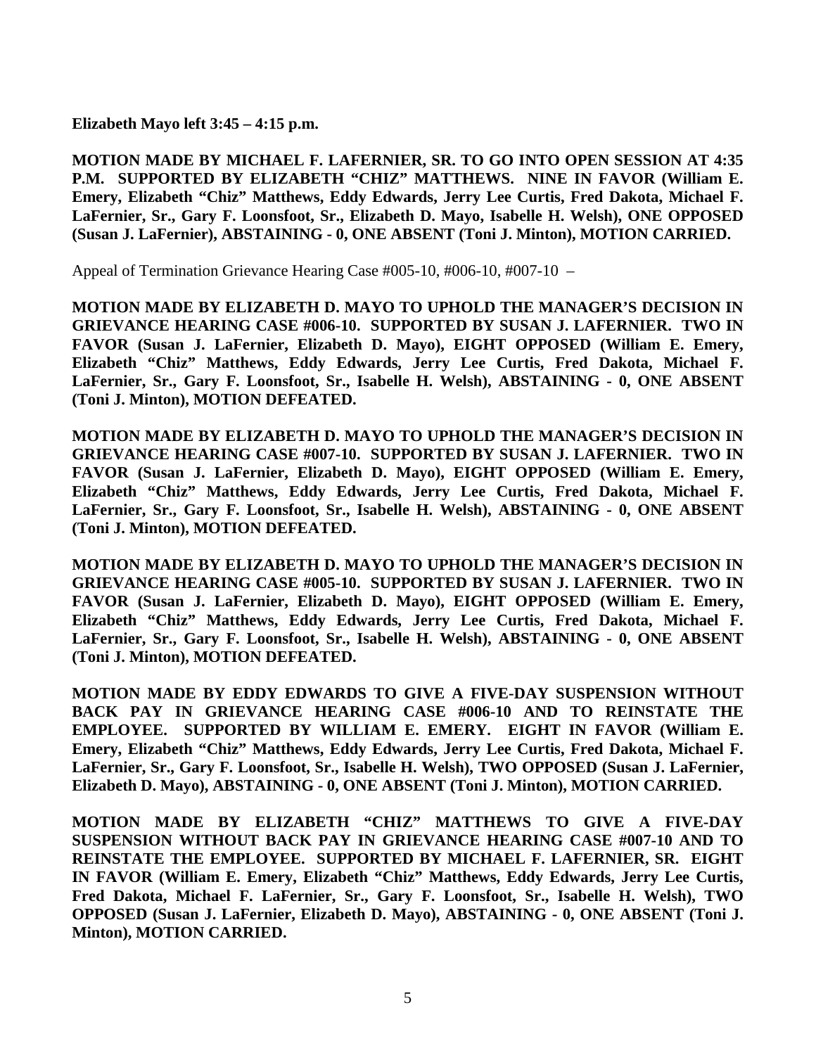**Elizabeth Mayo left 3:45 – 4:15 p.m.**

**MOTION MADE BY MICHAEL F. LAFERNIER, SR. TO GO INTO OPEN SESSION AT 4:35 P.M. SUPPORTED BY ELIZABETH "CHIZ" MATTHEWS. NINE IN FAVOR (William E. Emery, Elizabeth "Chiz" Matthews, Eddy Edwards, Jerry Lee Curtis, Fred Dakota, Michael F. LaFernier, Sr., Gary F. Loonsfoot, Sr., Elizabeth D. Mayo, Isabelle H. Welsh), ONE OPPOSED (Susan J. LaFernier), ABSTAINING - 0, ONE ABSENT (Toni J. Minton), MOTION CARRIED.**

Appeal of Termination Grievance Hearing Case #005-10, #006-10, #007-10 –

**MOTION MADE BY ELIZABETH D. MAYO TO UPHOLD THE MANAGER'S DECISION IN GRIEVANCE HEARING CASE #006-10. SUPPORTED BY SUSAN J. LAFERNIER. TWO IN FAVOR (Susan J. LaFernier, Elizabeth D. Mayo), EIGHT OPPOSED (William E. Emery, Elizabeth "Chiz" Matthews, Eddy Edwards, Jerry Lee Curtis, Fred Dakota, Michael F. LaFernier, Sr., Gary F. Loonsfoot, Sr., Isabelle H. Welsh), ABSTAINING - 0, ONE ABSENT (Toni J. Minton), MOTION DEFEATED.**

**MOTION MADE BY ELIZABETH D. MAYO TO UPHOLD THE MANAGER'S DECISION IN GRIEVANCE HEARING CASE #007-10. SUPPORTED BY SUSAN J. LAFERNIER. TWO IN FAVOR (Susan J. LaFernier, Elizabeth D. Mayo), EIGHT OPPOSED (William E. Emery, Elizabeth "Chiz" Matthews, Eddy Edwards, Jerry Lee Curtis, Fred Dakota, Michael F. LaFernier, Sr., Gary F. Loonsfoot, Sr., Isabelle H. Welsh), ABSTAINING - 0, ONE ABSENT (Toni J. Minton), MOTION DEFEATED.**

**MOTION MADE BY ELIZABETH D. MAYO TO UPHOLD THE MANAGER'S DECISION IN GRIEVANCE HEARING CASE #005-10. SUPPORTED BY SUSAN J. LAFERNIER. TWO IN FAVOR (Susan J. LaFernier, Elizabeth D. Mayo), EIGHT OPPOSED (William E. Emery, Elizabeth "Chiz" Matthews, Eddy Edwards, Jerry Lee Curtis, Fred Dakota, Michael F. LaFernier, Sr., Gary F. Loonsfoot, Sr., Isabelle H. Welsh), ABSTAINING - 0, ONE ABSENT (Toni J. Minton), MOTION DEFEATED.**

**MOTION MADE BY EDDY EDWARDS TO GIVE A FIVE-DAY SUSPENSION WITHOUT BACK PAY IN GRIEVANCE HEARING CASE #006-10 AND TO REINSTATE THE EMPLOYEE. SUPPORTED BY WILLIAM E. EMERY. EIGHT IN FAVOR (William E. Emery, Elizabeth "Chiz" Matthews, Eddy Edwards, Jerry Lee Curtis, Fred Dakota, Michael F. LaFernier, Sr., Gary F. Loonsfoot, Sr., Isabelle H. Welsh), TWO OPPOSED (Susan J. LaFernier, Elizabeth D. Mayo), ABSTAINING - 0, ONE ABSENT (Toni J. Minton), MOTION CARRIED.**

**MOTION MADE BY ELIZABETH "CHIZ" MATTHEWS TO GIVE A FIVE-DAY SUSPENSION WITHOUT BACK PAY IN GRIEVANCE HEARING CASE #007-10 AND TO REINSTATE THE EMPLOYEE. SUPPORTED BY MICHAEL F. LAFERNIER, SR. EIGHT IN FAVOR (William E. Emery, Elizabeth "Chiz" Matthews, Eddy Edwards, Jerry Lee Curtis, Fred Dakota, Michael F. LaFernier, Sr., Gary F. Loonsfoot, Sr., Isabelle H. Welsh), TWO OPPOSED (Susan J. LaFernier, Elizabeth D. Mayo), ABSTAINING - 0, ONE ABSENT (Toni J. Minton), MOTION CARRIED.**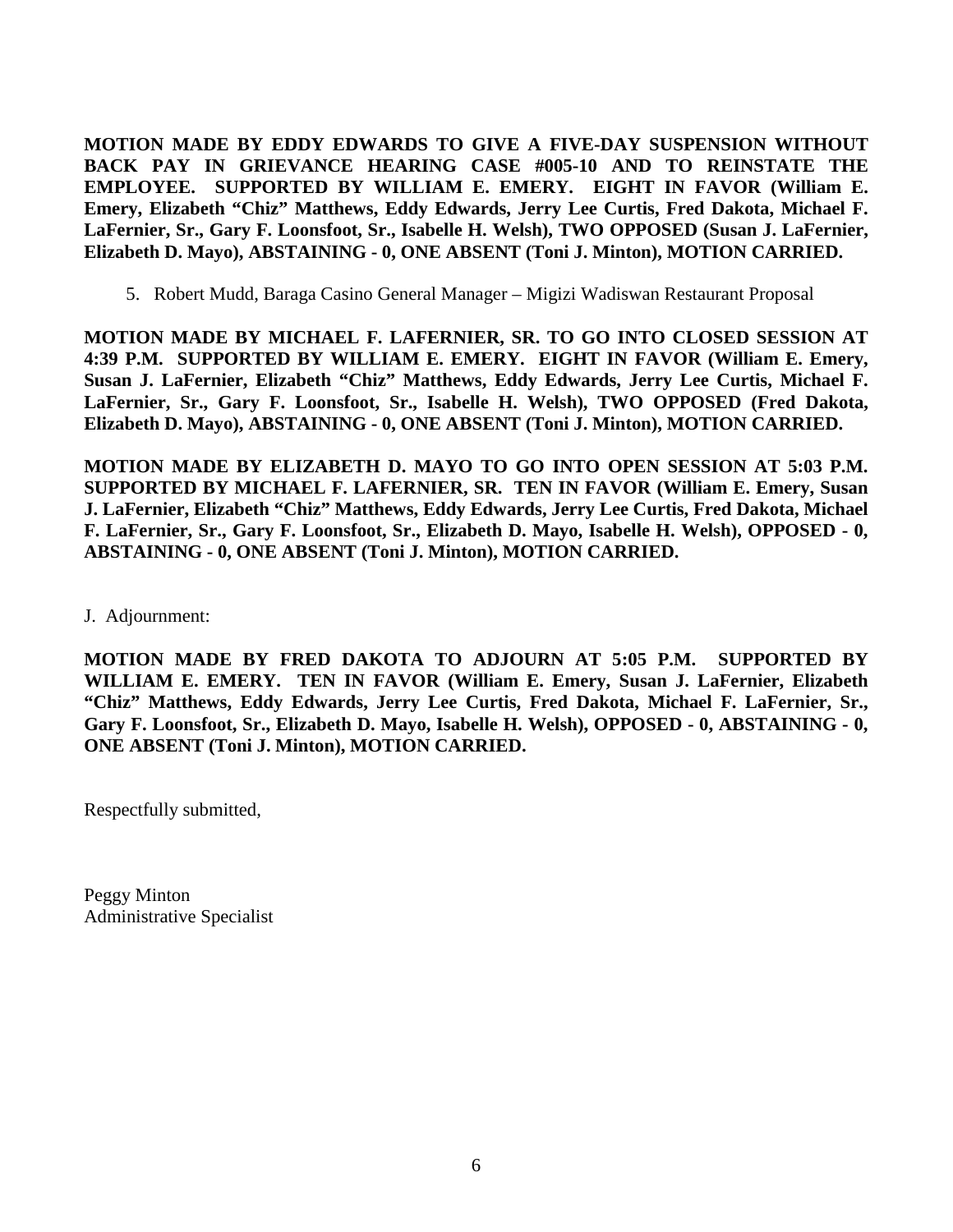**MOTION MADE BY EDDY EDWARDS TO GIVE A FIVE-DAY SUSPENSION WITHOUT BACK PAY IN GRIEVANCE HEARING CASE #005-10 AND TO REINSTATE THE EMPLOYEE. SUPPORTED BY WILLIAM E. EMERY. EIGHT IN FAVOR (William E. Emery, Elizabeth "Chiz" Matthews, Eddy Edwards, Jerry Lee Curtis, Fred Dakota, Michael F. LaFernier, Sr., Gary F. Loonsfoot, Sr., Isabelle H. Welsh), TWO OPPOSED (Susan J. LaFernier, Elizabeth D. Mayo), ABSTAINING - 0, ONE ABSENT (Toni J. Minton), MOTION CARRIED.**

5. Robert Mudd, Baraga Casino General Manager – Migizi Wadiswan Restaurant Proposal

**MOTION MADE BY MICHAEL F. LAFERNIER, SR. TO GO INTO CLOSED SESSION AT 4:39 P.M. SUPPORTED BY WILLIAM E. EMERY. EIGHT IN FAVOR (William E. Emery, Susan J. LaFernier, Elizabeth "Chiz" Matthews, Eddy Edwards, Jerry Lee Curtis, Michael F. LaFernier, Sr., Gary F. Loonsfoot, Sr., Isabelle H. Welsh), TWO OPPOSED (Fred Dakota, Elizabeth D. Mayo), ABSTAINING - 0, ONE ABSENT (Toni J. Minton), MOTION CARRIED.**

**MOTION MADE BY ELIZABETH D. MAYO TO GO INTO OPEN SESSION AT 5:03 P.M. SUPPORTED BY MICHAEL F. LAFERNIER, SR. TEN IN FAVOR (William E. Emery, Susan J. LaFernier, Elizabeth "Chiz" Matthews, Eddy Edwards, Jerry Lee Curtis, Fred Dakota, Michael F. LaFernier, Sr., Gary F. Loonsfoot, Sr., Elizabeth D. Mayo, Isabelle H. Welsh), OPPOSED - 0, ABSTAINING - 0, ONE ABSENT (Toni J. Minton), MOTION CARRIED.**

J. Adjournment:

**MOTION MADE BY FRED DAKOTA TO ADJOURN AT 5:05 P.M. SUPPORTED BY WILLIAM E. EMERY. TEN IN FAVOR (William E. Emery, Susan J. LaFernier, Elizabeth "Chiz" Matthews, Eddy Edwards, Jerry Lee Curtis, Fred Dakota, Michael F. LaFernier, Sr., Gary F. Loonsfoot, Sr., Elizabeth D. Mayo, Isabelle H. Welsh), OPPOSED - 0, ABSTAINING - 0, ONE ABSENT (Toni J. Minton), MOTION CARRIED.**

Respectfully submitted,

Peggy Minton
Administrative Specialist